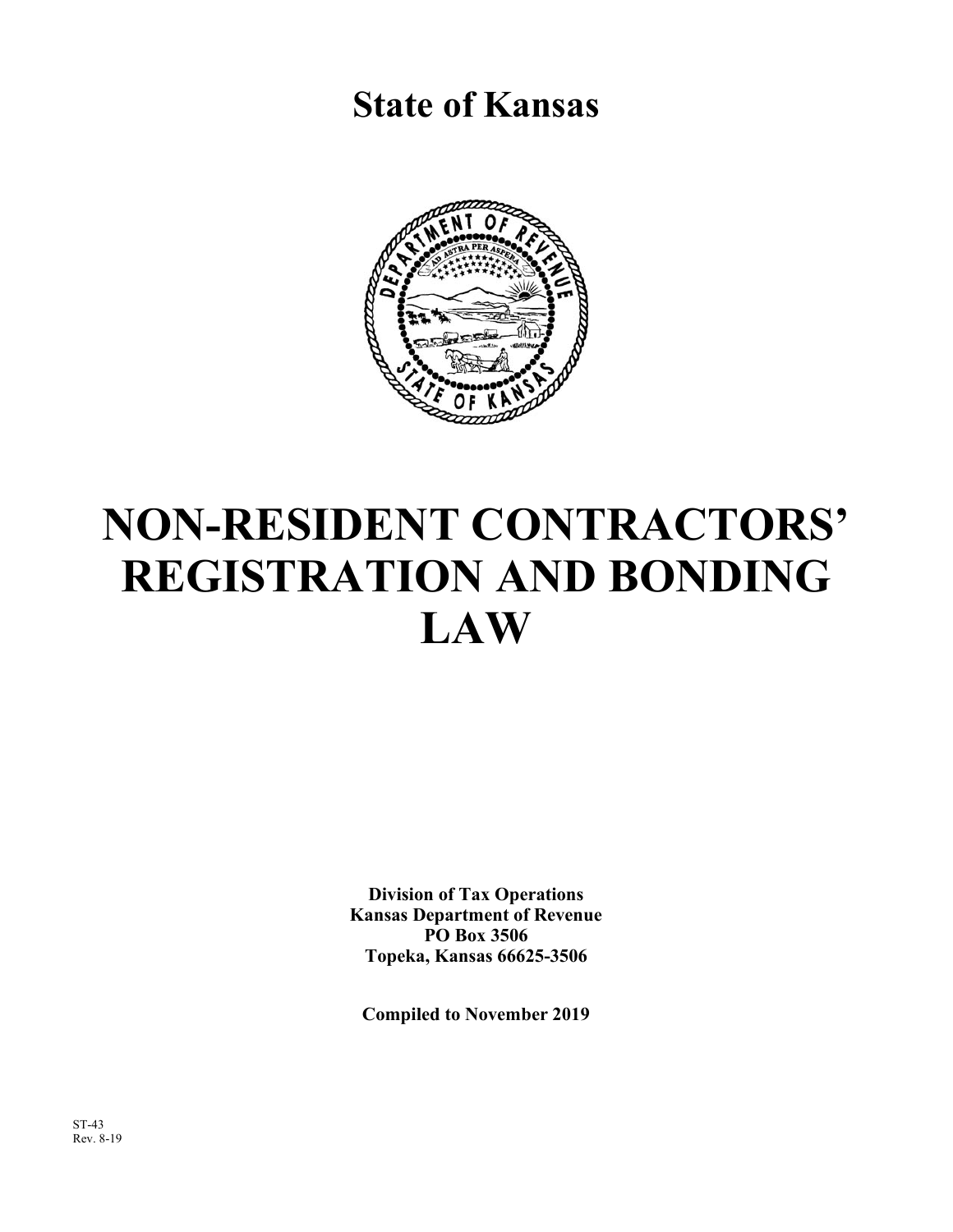# State of Kansas

# NON-RESIDENT CONTRACTORS' REGISTRATION AND BONDING LAW

**Division of Tax Operations**
**Kansas Department of Revenue**
**PO Box 3506**
**Topeka, Kansas 66625-3506**

**Compiled to November 2019**

ST-43
Rev. 8-19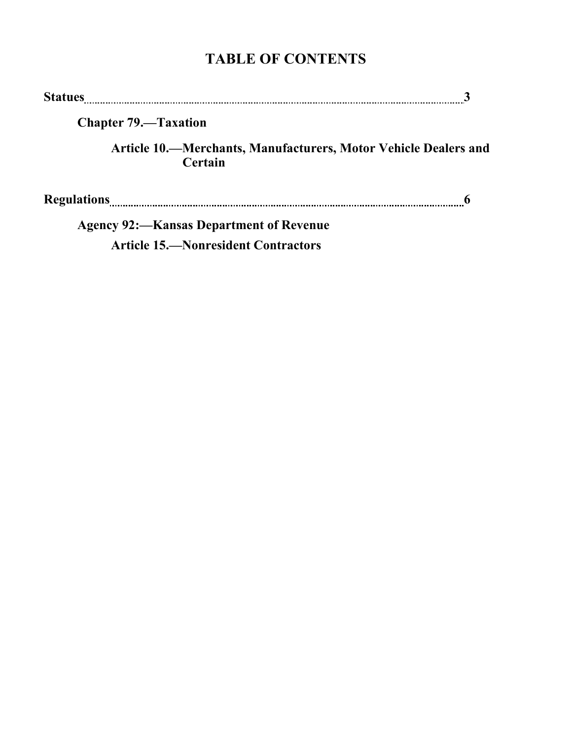# TABLE OF CONTENTS

**Statues** .......... **3**

**Chapter 79.—Taxation**

**Article 10.—Merchants, Manufacturers, Motor Vehicle Dealers and Certain**

**Regulations** .......... **6**

**Agency 92:—Kansas Department of Revenue**

**Article 15.—Nonresident Contractors**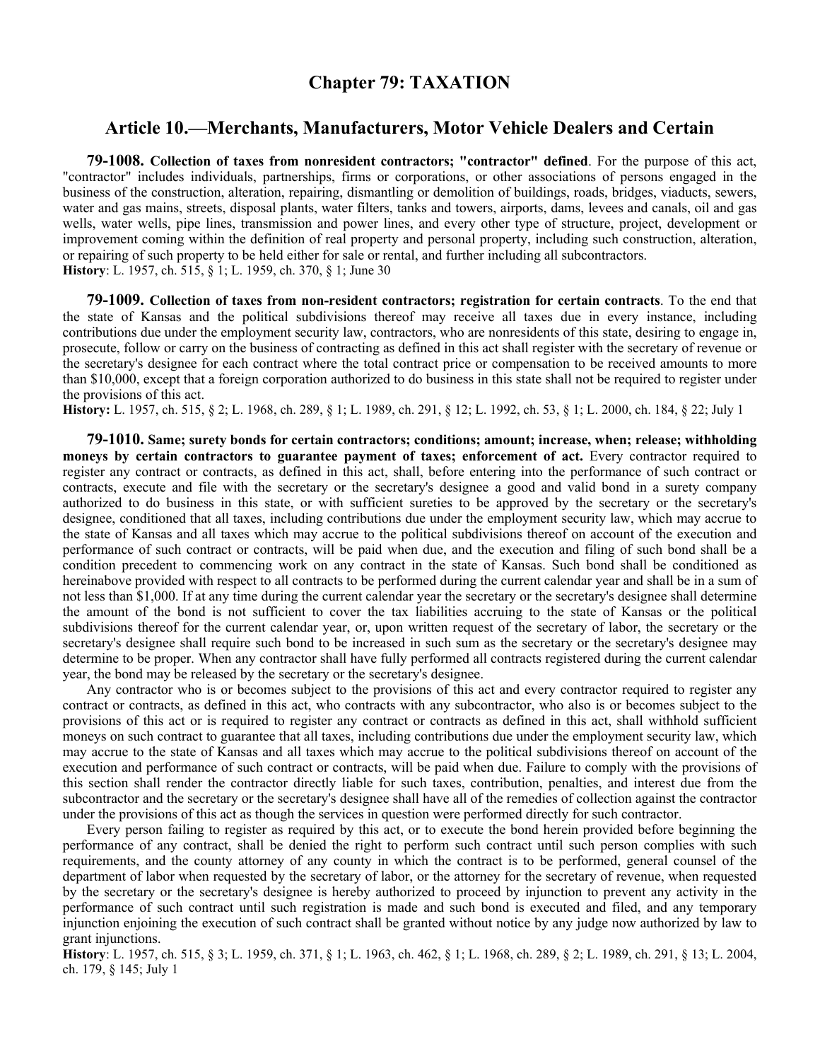## Chapter 79: TAXATION

### Article 10.—Merchants, Manufacturers, Motor Vehicle Dealers and Certain

**79-1008. Collection of taxes from nonresident contractors; "contractor" defined**. For the purpose of this act, "contractor" includes individuals, partnerships, firms or corporations, or other associations of persons engaged in the business of the construction, alteration, repairing, dismantling or demolition of buildings, roads, bridges, viaducts, sewers, water and gas mains, streets, disposal plants, water filters, tanks and towers, airports, dams, levees and canals, oil and gas wells, water wells, pipe lines, transmission and power lines, and every other type of structure, project, development or improvement coming within the definition of real property and personal property, including such construction, alteration, or repairing of such property to be held either for sale or rental, and further including all subcontractors.
**History**: L. 1957, ch. 515, § 1; L. 1959, ch. 370, § 1; June 30

**79-1009. Collection of taxes from non-resident contractors; registration for certain contracts**. To the end that the state of Kansas and the political subdivisions thereof may receive all taxes due in every instance, including contributions due under the employment security law, contractors, who are nonresidents of this state, desiring to engage in, prosecute, follow or carry on the business of contracting as defined in this act shall register with the secretary of revenue or the secretary's designee for each contract where the total contract price or compensation to be received amounts to more than $10,000, except that a foreign corporation authorized to do business in this state shall not be required to register under the provisions of this act.
**History:** L. 1957, ch. 515, § 2; L. 1968, ch. 289, § 1; L. 1989, ch. 291, § 12; L. 1992, ch. 53, § 1; L. 2000, ch. 184, § 22; July 1

**79-1010. Same; surety bonds for certain contractors; conditions; amount; increase, when; release; withholding moneys by certain contractors to guarantee payment of taxes; enforcement of act.** Every contractor required to register any contract or contracts, as defined in this act, shall, before entering into the performance of such contract or contracts, execute and file with the secretary or the secretary's designee a good and valid bond in a surety company authorized to do business in this state, or with sufficient sureties to be approved by the secretary or the secretary's designee, conditioned that all taxes, including contributions due under the employment security law, which may accrue to the state of Kansas and all taxes which may accrue to the political subdivisions thereof on account of the execution and performance of such contract or contracts, will be paid when due, and the execution and filing of such bond shall be a condition precedent to commencing work on any contract in the state of Kansas. Such bond shall be conditioned as hereinabove provided with respect to all contracts to be performed during the current calendar year and shall be in a sum of not less than $1,000. If at any time during the current calendar year the secretary or the secretary's designee shall determine the amount of the bond is not sufficient to cover the tax liabilities accruing to the state of Kansas or the political subdivisions thereof for the current calendar year, or, upon written request of the secretary of labor, the secretary or the secretary's designee shall require such bond to be increased in such sum as the secretary or the secretary's designee may determine to be proper. When any contractor shall have fully performed all contracts registered during the current calendar year, the bond may be released by the secretary or the secretary's designee.

Any contractor who is or becomes subject to the provisions of this act and every contractor required to register any contract or contracts, as defined in this act, who contracts with any subcontractor, who also is or becomes subject to the provisions of this act or is required to register any contract or contracts as defined in this act, shall withhold sufficient moneys on such contract to guarantee that all taxes, including contributions due under the employment security law, which may accrue to the state of Kansas and all taxes which may accrue to the political subdivisions thereof on account of the execution and performance of such contract or contracts, will be paid when due. Failure to comply with the provisions of this section shall render the contractor directly liable for such taxes, contribution, penalties, and interest due from the subcontractor and the secretary or the secretary's designee shall have all of the remedies of collection against the contractor under the provisions of this act as though the services in question were performed directly for such contractor.

Every person failing to register as required by this act, or to execute the bond herein provided before beginning the performance of any contract, shall be denied the right to perform such contract until such person complies with such requirements, and the county attorney of any county in which the contract is to be performed, general counsel of the department of labor when requested by the secretary of labor, or the attorney for the secretary of revenue, when requested by the secretary or the secretary's designee is hereby authorized to proceed by injunction to prevent any activity in the performance of such contract until such registration is made and such bond is executed and filed, and any temporary injunction enjoining the execution of such contract shall be granted without notice by any judge now authorized by law to grant injunctions.
**History**: L. 1957, ch. 515, § 3; L. 1959, ch. 371, § 1; L. 1963, ch. 462, § 1; L. 1968, ch. 289, § 2; L. 1989, ch. 291, § 13; L. 2004, ch. 179, § 145; July 1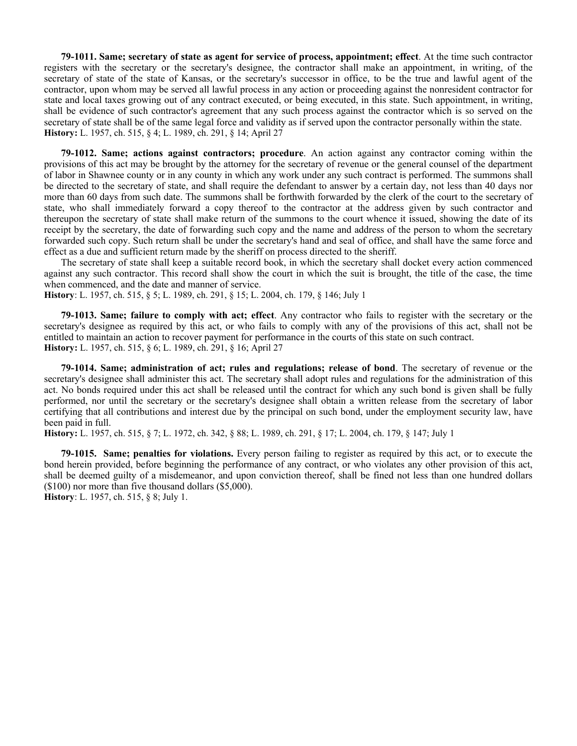**79-1011. Same; secretary of state as agent for service of process, appointment; effect**. At the time such contractor registers with the secretary or the secretary's designee, the contractor shall make an appointment, in writing, of the secretary of state of the state of Kansas, or the secretary's successor in office, to be the true and lawful agent of the contractor, upon whom may be served all lawful process in any action or proceeding against the nonresident contractor for state and local taxes growing out of any contract executed, or being executed, in this state. Such appointment, in writing, shall be evidence of such contractor's agreement that any such process against the contractor which is so served on the secretary of state shall be of the same legal force and validity as if served upon the contractor personally within the state.
**History:** L. 1957, ch. 515, § 4; L. 1989, ch. 291, § 14; April 27

**79-1012. Same; actions against contractors; procedure**. An action against any contractor coming within the provisions of this act may be brought by the attorney for the secretary of revenue or the general counsel of the department of labor in Shawnee county or in any county in which any work under any such contract is performed. The summons shall be directed to the secretary of state, and shall require the defendant to answer by a certain day, not less than 40 days nor more than 60 days from such date. The summons shall be forthwith forwarded by the clerk of the court to the secretary of state, who shall immediately forward a copy thereof to the contractor at the address given by such contractor and thereupon the secretary of state shall make return of the summons to the court whence it issued, showing the date of its receipt by the secretary, the date of forwarding such copy and the name and address of the person to whom the secretary forwarded such copy. Such return shall be under the secretary's hand and seal of office, and shall have the same force and effect as a due and sufficient return made by the sheriff on process directed to the sheriff.

The secretary of state shall keep a suitable record book, in which the secretary shall docket every action commenced against any such contractor. This record shall show the court in which the suit is brought, the title of the case, the time when commenced, and the date and manner of service.
**History**: L. 1957, ch. 515, § 5; L. 1989, ch. 291, § 15; L. 2004, ch. 179, § 146; July 1

**79-1013. Same; failure to comply with act; effect**. Any contractor who fails to register with the secretary or the secretary's designee as required by this act, or who fails to comply with any of the provisions of this act, shall not be entitled to maintain an action to recover payment for performance in the courts of this state on such contract.
**History:** L. 1957, ch. 515, § 6; L. 1989, ch. 291, § 16; April 27

**79-1014. Same; administration of act; rules and regulations; release of bond**. The secretary of revenue or the secretary's designee shall administer this act. The secretary shall adopt rules and regulations for the administration of this act. No bonds required under this act shall be released until the contract for which any such bond is given shall be fully performed, nor until the secretary or the secretary's designee shall obtain a written release from the secretary of labor certifying that all contributions and interest due by the principal on such bond, under the employment security law, have been paid in full.
**History:** L. 1957, ch. 515, § 7; L. 1972, ch. 342, § 88; L. 1989, ch. 291, § 17; L. 2004, ch. 179, § 147; July 1

**79-1015. Same; penalties for violations.** Every person failing to register as required by this act, or to execute the bond herein provided, before beginning the performance of any contract, or who violates any other provision of this act, shall be deemed guilty of a misdemeanor, and upon conviction thereof, shall be fined not less than one hundred dollars ($100) nor more than five thousand dollars ($5,000).
**History**: L. 1957, ch. 515, § 8; July 1.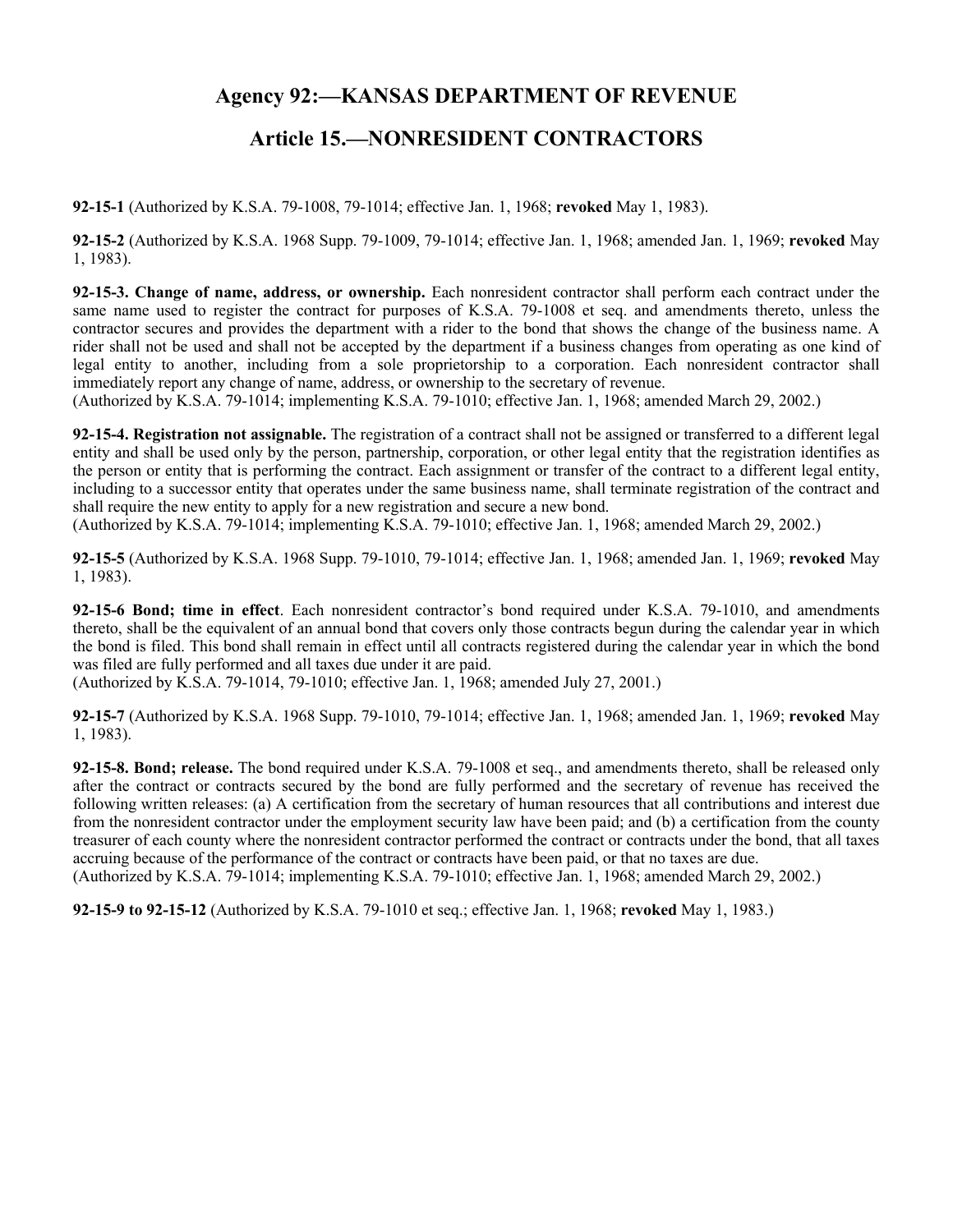# Agency 92:—KANSAS DEPARTMENT OF REVENUE

## Article 15.—NONRESIDENT CONTRACTORS

**92-15-1** (Authorized by K.S.A. 79-1008, 79-1014; effective Jan. 1, 1968; **revoked** May 1, 1983).

**92-15-2** (Authorized by K.S.A. 1968 Supp. 79-1009, 79-1014; effective Jan. 1, 1968; amended Jan. 1, 1969; **revoked** May 1, 1983).

**92-15-3. Change of name, address, or ownership.** Each nonresident contractor shall perform each contract under the same name used to register the contract for purposes of K.S.A. 79-1008 et seq. and amendments thereto, unless the contractor secures and provides the department with a rider to the bond that shows the change of the business name. A rider shall not be used and shall not be accepted by the department if a business changes from operating as one kind of legal entity to another, including from a sole proprietorship to a corporation. Each nonresident contractor shall immediately report any change of name, address, or ownership to the secretary of revenue.
(Authorized by K.S.A. 79-1014; implementing K.S.A. 79-1010; effective Jan. 1, 1968; amended March 29, 2002.)

**92-15-4. Registration not assignable.** The registration of a contract shall not be assigned or transferred to a different legal entity and shall be used only by the person, partnership, corporation, or other legal entity that the registration identifies as the person or entity that is performing the contract. Each assignment or transfer of the contract to a different legal entity, including to a successor entity that operates under the same business name, shall terminate registration of the contract and shall require the new entity to apply for a new registration and secure a new bond.
(Authorized by K.S.A. 79-1014; implementing K.S.A. 79-1010; effective Jan. 1, 1968; amended March 29, 2002.)

**92-15-5** (Authorized by K.S.A. 1968 Supp. 79-1010, 79-1014; effective Jan. 1, 1968; amended Jan. 1, 1969; **revoked** May 1, 1983).

**92-15-6 Bond; time in effect**. Each nonresident contractor's bond required under K.S.A. 79-1010, and amendments thereto, shall be the equivalent of an annual bond that covers only those contracts begun during the calendar year in which the bond is filed. This bond shall remain in effect until all contracts registered during the calendar year in which the bond was filed are fully performed and all taxes due under it are paid.
(Authorized by K.S.A. 79-1014, 79-1010; effective Jan. 1, 1968; amended July 27, 2001.)

**92-15-7** (Authorized by K.S.A. 1968 Supp. 79-1010, 79-1014; effective Jan. 1, 1968; amended Jan. 1, 1969; **revoked** May 1, 1983).

**92-15-8. Bond; release.** The bond required under K.S.A. 79-1008 et seq., and amendments thereto, shall be released only after the contract or contracts secured by the bond are fully performed and the secretary of revenue has received the following written releases: (a) A certification from the secretary of human resources that all contributions and interest due from the nonresident contractor under the employment security law have been paid; and (b) a certification from the county treasurer of each county where the nonresident contractor performed the contract or contracts under the bond, that all taxes accruing because of the performance of the contract or contracts have been paid, or that no taxes are due.
(Authorized by K.S.A. 79-1014; implementing K.S.A. 79-1010; effective Jan. 1, 1968; amended March 29, 2002.)

**92-15-9 to 92-15-12** (Authorized by K.S.A. 79-1010 et seq.; effective Jan. 1, 1968; **revoked** May 1, 1983.)